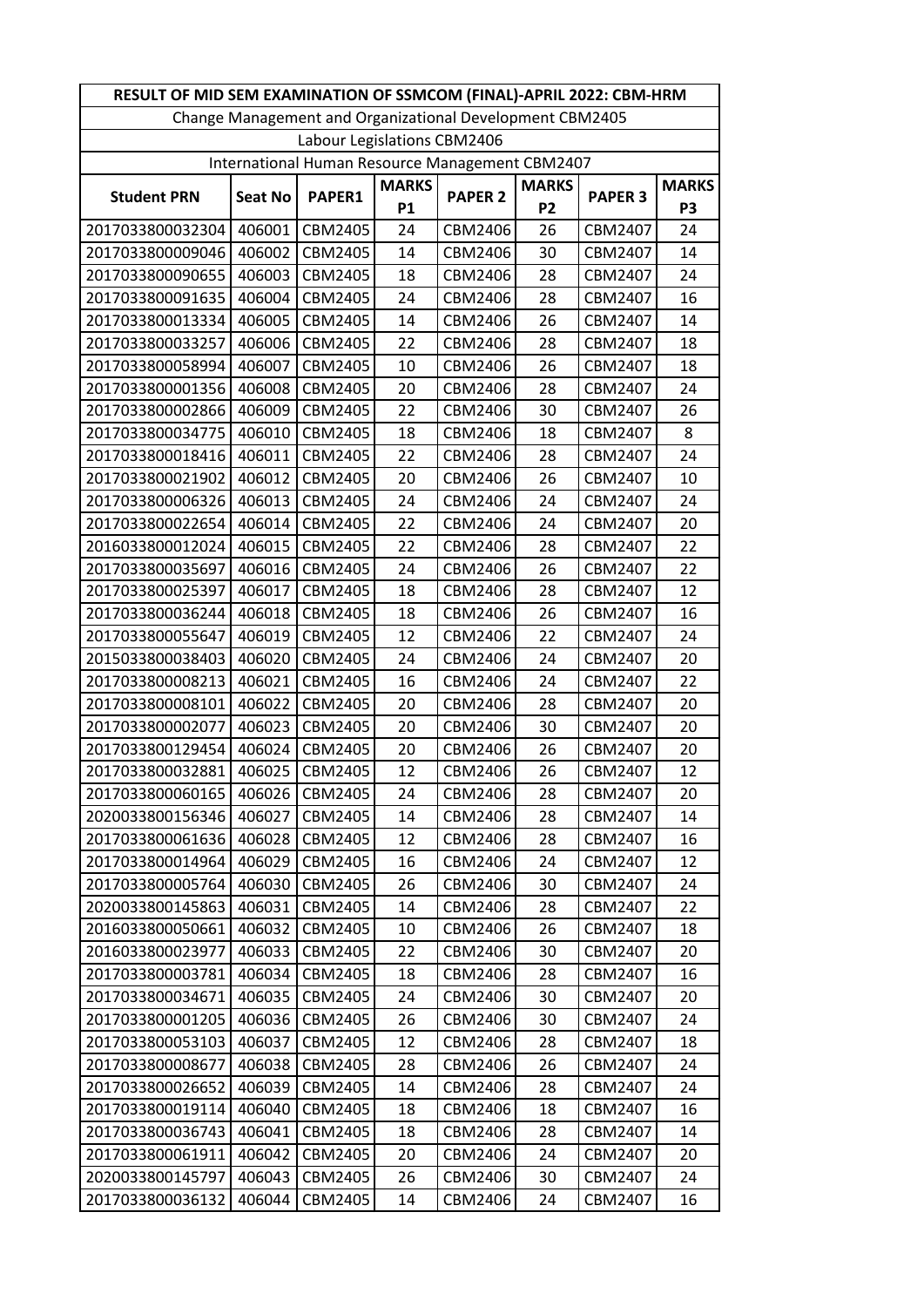| RESULT OF MID SEM EXAMINATION OF SSMCOM (FINAL)-APRIL 2022: CBM-HRM | | | | | | | |
|---|---|---|---|---|---|---|---|
| Change Management and Organizational Development CBM2405 | | | | | | | |
| Labour Legislations CBM2406 | | | | | | | |
| International Human Resource Management CBM2407 | | | | | | | |
| **Student PRN** | **Seat No** | **PAPER1** | **MARKS P1** | **PAPER 2** | **MARKS P2** | **PAPER 3** | **MARKS P3** |
| 2017033800032304 | 406001 | CBM2405 | 24 | CBM2406 | 26 | CBM2407 | 24 |
| 2017033800009046 | 406002 | CBM2405 | 14 | CBM2406 | 30 | CBM2407 | 14 |
| 2017033800090655 | 406003 | CBM2405 | 18 | CBM2406 | 28 | CBM2407 | 24 |
| 2017033800091635 | 406004 | CBM2405 | 24 | CBM2406 | 28 | CBM2407 | 16 |
| 2017033800013334 | 406005 | CBM2405 | 14 | CBM2406 | 26 | CBM2407 | 14 |
| 2017033800033257 | 406006 | CBM2405 | 22 | CBM2406 | 28 | CBM2407 | 18 |
| 2017033800058994 | 406007 | CBM2405 | 10 | CBM2406 | 26 | CBM2407 | 18 |
| 2017033800001356 | 406008 | CBM2405 | 20 | CBM2406 | 28 | CBM2407 | 24 |
| 2017033800002866 | 406009 | CBM2405 | 22 | CBM2406 | 30 | CBM2407 | 26 |
| 2017033800034775 | 406010 | CBM2405 | 18 | CBM2406 | 18 | CBM2407 | 8 |
| 2017033800018416 | 406011 | CBM2405 | 22 | CBM2406 | 28 | CBM2407 | 24 |
| 2017033800021902 | 406012 | CBM2405 | 20 | CBM2406 | 26 | CBM2407 | 10 |
| 2017033800006326 | 406013 | CBM2405 | 24 | CBM2406 | 24 | CBM2407 | 24 |
| 2017033800022654 | 406014 | CBM2405 | 22 | CBM2406 | 24 | CBM2407 | 20 |
| 2016033800012024 | 406015 | CBM2405 | 22 | CBM2406 | 28 | CBM2407 | 22 |
| 2017033800035697 | 406016 | CBM2405 | 24 | CBM2406 | 26 | CBM2407 | 22 |
| 2017033800025397 | 406017 | CBM2405 | 18 | CBM2406 | 28 | CBM2407 | 12 |
| 2017033800036244 | 406018 | CBM2405 | 18 | CBM2406 | 26 | CBM2407 | 16 |
| 2017033800055647 | 406019 | CBM2405 | 12 | CBM2406 | 22 | CBM2407 | 24 |
| 2015033800038403 | 406020 | CBM2405 | 24 | CBM2406 | 24 | CBM2407 | 20 |
| 2017033800008213 | 406021 | CBM2405 | 16 | CBM2406 | 24 | CBM2407 | 22 |
| 2017033800008101 | 406022 | CBM2405 | 20 | CBM2406 | 28 | CBM2407 | 20 |
| 2017033800002077 | 406023 | CBM2405 | 20 | CBM2406 | 30 | CBM2407 | 20 |
| 2017033800129454 | 406024 | CBM2405 | 20 | CBM2406 | 26 | CBM2407 | 20 |
| 2017033800032881 | 406025 | CBM2405 | 12 | CBM2406 | 26 | CBM2407 | 12 |
| 2017033800060165 | 406026 | CBM2405 | 24 | CBM2406 | 28 | CBM2407 | 20 |
| 2020033800156346 | 406027 | CBM2405 | 14 | CBM2406 | 28 | CBM2407 | 14 |
| 2017033800061636 | 406028 | CBM2405 | 12 | CBM2406 | 28 | CBM2407 | 16 |
| 2017033800014964 | 406029 | CBM2405 | 16 | CBM2406 | 24 | CBM2407 | 12 |
| 2017033800005764 | 406030 | CBM2405 | 26 | CBM2406 | 30 | CBM2407 | 24 |
| 2020033800145863 | 406031 | CBM2405 | 14 | CBM2406 | 28 | CBM2407 | 22 |
| 2016033800050661 | 406032 | CBM2405 | 10 | CBM2406 | 26 | CBM2407 | 18 |
| 2016033800023977 | 406033 | CBM2405 | 22 | CBM2406 | 30 | CBM2407 | 20 |
| 2017033800003781 | 406034 | CBM2405 | 18 | CBM2406 | 28 | CBM2407 | 16 |
| 2017033800034671 | 406035 | CBM2405 | 24 | CBM2406 | 30 | CBM2407 | 20 |
| 2017033800001205 | 406036 | CBM2405 | 26 | CBM2406 | 30 | CBM2407 | 24 |
| 2017033800053103 | 406037 | CBM2405 | 12 | CBM2406 | 28 | CBM2407 | 18 |
| 2017033800008677 | 406038 | CBM2405 | 28 | CBM2406 | 26 | CBM2407 | 24 |
| 2017033800026652 | 406039 | CBM2405 | 14 | CBM2406 | 28 | CBM2407 | 24 |
| 2017033800019114 | 406040 | CBM2405 | 18 | CBM2406 | 18 | CBM2407 | 16 |
| 2017033800036743 | 406041 | CBM2405 | 18 | CBM2406 | 28 | CBM2407 | 14 |
| 2017033800061911 | 406042 | CBM2405 | 20 | CBM2406 | 24 | CBM2407 | 20 |
| 2020033800145797 | 406043 | CBM2405 | 26 | CBM2406 | 30 | CBM2407 | 24 |
| 2017033800036132 | 406044 | CBM2405 | 14 | CBM2406 | 24 | CBM2407 | 16 |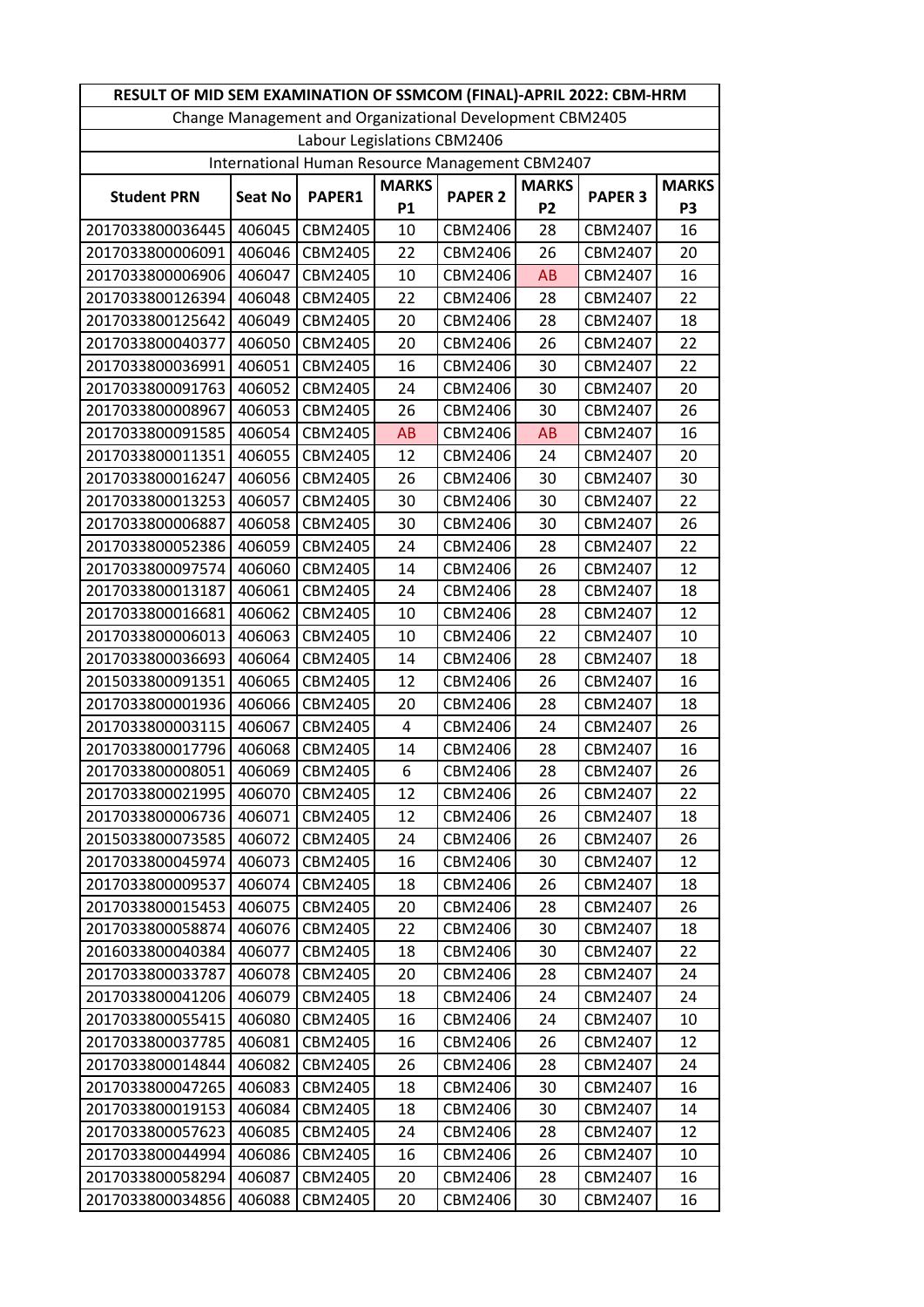| RESULT OF MID SEM EXAMINATION OF SSMCOM (FINAL)-APRIL 2022: CBM-HRM | | | | | | | |
|---|---|---|---|---|---|---|---|
| Change Management and Organizational Development CBM2405 | | | | | | | |
| Labour Legislations CBM2406 | | | | | | | |
| International Human Resource Management CBM2407 | | | | | | | |
| **Student PRN** | **Seat No** | **PAPER1** | **MARKS P1** | **PAPER 2** | **MARKS P2** | **PAPER 3** | **MARKS P3** |
| 2017033800036445 | 406045 | CBM2405 | 10 | CBM2406 | 28 | CBM2407 | 16 |
| 2017033800006091 | 406046 | CBM2405 | 22 | CBM2406 | 26 | CBM2407 | 20 |
| 2017033800006906 | 406047 | CBM2405 | 10 | CBM2406 | AB | CBM2407 | 16 |
| 2017033800126394 | 406048 | CBM2405 | 22 | CBM2406 | 28 | CBM2407 | 22 |
| 2017033800125642 | 406049 | CBM2405 | 20 | CBM2406 | 28 | CBM2407 | 18 |
| 2017033800040377 | 406050 | CBM2405 | 20 | CBM2406 | 26 | CBM2407 | 22 |
| 2017033800036991 | 406051 | CBM2405 | 16 | CBM2406 | 30 | CBM2407 | 22 |
| 2017033800091763 | 406052 | CBM2405 | 24 | CBM2406 | 30 | CBM2407 | 20 |
| 2017033800008967 | 406053 | CBM2405 | 26 | CBM2406 | 30 | CBM2407 | 26 |
| 2017033800091585 | 406054 | CBM2405 | AB | CBM2406 | AB | CBM2407 | 16 |
| 2017033800011351 | 406055 | CBM2405 | 12 | CBM2406 | 24 | CBM2407 | 20 |
| 2017033800016247 | 406056 | CBM2405 | 26 | CBM2406 | 30 | CBM2407 | 30 |
| 2017033800013253 | 406057 | CBM2405 | 30 | CBM2406 | 30 | CBM2407 | 22 |
| 2017033800006887 | 406058 | CBM2405 | 30 | CBM2406 | 30 | CBM2407 | 26 |
| 2017033800052386 | 406059 | CBM2405 | 24 | CBM2406 | 28 | CBM2407 | 22 |
| 2017033800097574 | 406060 | CBM2405 | 14 | CBM2406 | 26 | CBM2407 | 12 |
| 2017033800013187 | 406061 | CBM2405 | 24 | CBM2406 | 28 | CBM2407 | 18 |
| 2017033800016681 | 406062 | CBM2405 | 10 | CBM2406 | 28 | CBM2407 | 12 |
| 2017033800006013 | 406063 | CBM2405 | 10 | CBM2406 | 22 | CBM2407 | 10 |
| 2017033800036693 | 406064 | CBM2405 | 14 | CBM2406 | 28 | CBM2407 | 18 |
| 2015033800091351 | 406065 | CBM2405 | 12 | CBM2406 | 26 | CBM2407 | 16 |
| 2017033800001936 | 406066 | CBM2405 | 20 | CBM2406 | 28 | CBM2407 | 18 |
| 2017033800003115 | 406067 | CBM2405 | 4 | CBM2406 | 24 | CBM2407 | 26 |
| 2017033800017796 | 406068 | CBM2405 | 14 | CBM2406 | 28 | CBM2407 | 16 |
| 2017033800008051 | 406069 | CBM2405 | 6 | CBM2406 | 28 | CBM2407 | 26 |
| 2017033800021995 | 406070 | CBM2405 | 12 | CBM2406 | 26 | CBM2407 | 22 |
| 2017033800006736 | 406071 | CBM2405 | 12 | CBM2406 | 26 | CBM2407 | 18 |
| 2015033800073585 | 406072 | CBM2405 | 24 | CBM2406 | 26 | CBM2407 | 26 |
| 2017033800045974 | 406073 | CBM2405 | 16 | CBM2406 | 30 | CBM2407 | 12 |
| 2017033800009537 | 406074 | CBM2405 | 18 | CBM2406 | 26 | CBM2407 | 18 |
| 2017033800015453 | 406075 | CBM2405 | 20 | CBM2406 | 28 | CBM2407 | 26 |
| 2017033800058874 | 406076 | CBM2405 | 22 | CBM2406 | 30 | CBM2407 | 18 |
| 2016033800040384 | 406077 | CBM2405 | 18 | CBM2406 | 30 | CBM2407 | 22 |
| 2017033800033787 | 406078 | CBM2405 | 20 | CBM2406 | 28 | CBM2407 | 24 |
| 2017033800041206 | 406079 | CBM2405 | 18 | CBM2406 | 24 | CBM2407 | 24 |
| 2017033800055415 | 406080 | CBM2405 | 16 | CBM2406 | 24 | CBM2407 | 10 |
| 2017033800037785 | 406081 | CBM2405 | 16 | CBM2406 | 26 | CBM2407 | 12 |
| 2017033800014844 | 406082 | CBM2405 | 26 | CBM2406 | 28 | CBM2407 | 24 |
| 2017033800047265 | 406083 | CBM2405 | 18 | CBM2406 | 30 | CBM2407 | 16 |
| 2017033800019153 | 406084 | CBM2405 | 18 | CBM2406 | 30 | CBM2407 | 14 |
| 2017033800057623 | 406085 | CBM2405 | 24 | CBM2406 | 28 | CBM2407 | 12 |
| 2017033800044994 | 406086 | CBM2405 | 16 | CBM2406 | 26 | CBM2407 | 10 |
| 2017033800058294 | 406087 | CBM2405 | 20 | CBM2406 | 28 | CBM2407 | 16 |
| 2017033800034856 | 406088 | CBM2405 | 20 | CBM2406 | 30 | CBM2407 | 16 |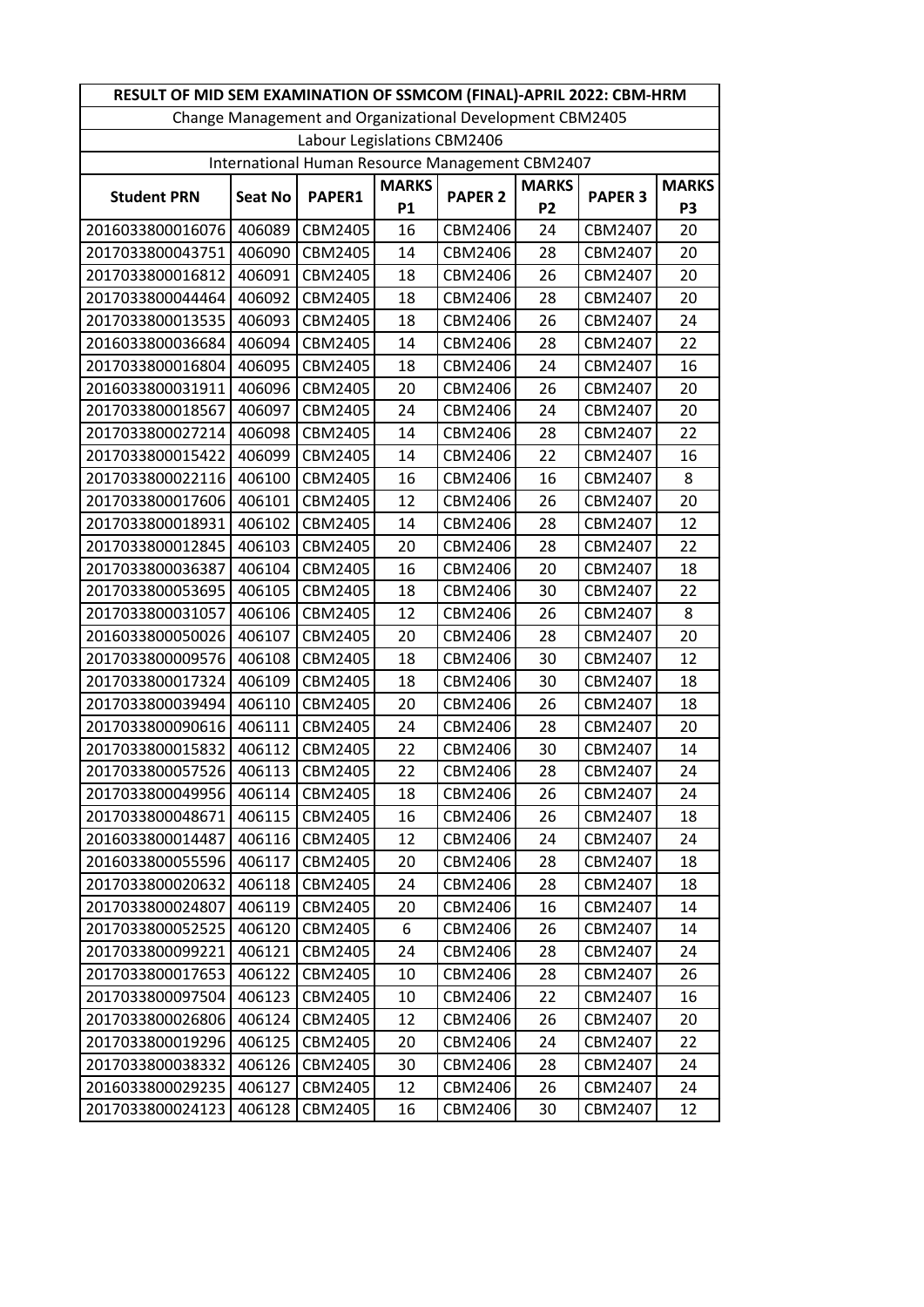| RESULT OF MID SEM EXAMINATION OF SSMCOM (FINAL)-APRIL 2022: CBM-HRM | | | | | | | |
|---|---|---|---|---|---|---|---|
| Change Management and Organizational Development CBM2405 | | | | | | | |
| Labour Legislations CBM2406 | | | | | | | |
| International Human Resource Management CBM2407 | | | | | | | |
| **Student PRN** | **Seat No** | **PAPER1** | **MARKS P1** | **PAPER 2** | **MARKS P2** | **PAPER 3** | **MARKS P3** |
| 2016033800016076 | 406089 | CBM2405 | 16 | CBM2406 | 24 | CBM2407 | 20 |
| 2017033800043751 | 406090 | CBM2405 | 14 | CBM2406 | 28 | CBM2407 | 20 |
| 2017033800016812 | 406091 | CBM2405 | 18 | CBM2406 | 26 | CBM2407 | 20 |
| 2017033800044464 | 406092 | CBM2405 | 18 | CBM2406 | 28 | CBM2407 | 20 |
| 2017033800013535 | 406093 | CBM2405 | 18 | CBM2406 | 26 | CBM2407 | 24 |
| 2016033800036684 | 406094 | CBM2405 | 14 | CBM2406 | 28 | CBM2407 | 22 |
| 2017033800016804 | 406095 | CBM2405 | 18 | CBM2406 | 24 | CBM2407 | 16 |
| 2016033800031911 | 406096 | CBM2405 | 20 | CBM2406 | 26 | CBM2407 | 20 |
| 2017033800018567 | 406097 | CBM2405 | 24 | CBM2406 | 24 | CBM2407 | 20 |
| 2017033800027214 | 406098 | CBM2405 | 14 | CBM2406 | 28 | CBM2407 | 22 |
| 2017033800015422 | 406099 | CBM2405 | 14 | CBM2406 | 22 | CBM2407 | 16 |
| 2017033800022116 | 406100 | CBM2405 | 16 | CBM2406 | 16 | CBM2407 | 8 |
| 2017033800017606 | 406101 | CBM2405 | 12 | CBM2406 | 26 | CBM2407 | 20 |
| 2017033800018931 | 406102 | CBM2405 | 14 | CBM2406 | 28 | CBM2407 | 12 |
| 2017033800012845 | 406103 | CBM2405 | 20 | CBM2406 | 28 | CBM2407 | 22 |
| 2017033800036387 | 406104 | CBM2405 | 16 | CBM2406 | 20 | CBM2407 | 18 |
| 2017033800053695 | 406105 | CBM2405 | 18 | CBM2406 | 30 | CBM2407 | 22 |
| 2017033800031057 | 406106 | CBM2405 | 12 | CBM2406 | 26 | CBM2407 | 8 |
| 2016033800050026 | 406107 | CBM2405 | 20 | CBM2406 | 28 | CBM2407 | 20 |
| 2017033800009576 | 406108 | CBM2405 | 18 | CBM2406 | 30 | CBM2407 | 12 |
| 2017033800017324 | 406109 | CBM2405 | 18 | CBM2406 | 30 | CBM2407 | 18 |
| 2017033800039494 | 406110 | CBM2405 | 20 | CBM2406 | 26 | CBM2407 | 18 |
| 2017033800090616 | 406111 | CBM2405 | 24 | CBM2406 | 28 | CBM2407 | 20 |
| 2017033800015832 | 406112 | CBM2405 | 22 | CBM2406 | 30 | CBM2407 | 14 |
| 2017033800057526 | 406113 | CBM2405 | 22 | CBM2406 | 28 | CBM2407 | 24 |
| 2017033800049956 | 406114 | CBM2405 | 18 | CBM2406 | 26 | CBM2407 | 24 |
| 2017033800048671 | 406115 | CBM2405 | 16 | CBM2406 | 26 | CBM2407 | 18 |
| 2016033800014487 | 406116 | CBM2405 | 12 | CBM2406 | 24 | CBM2407 | 24 |
| 2016033800055596 | 406117 | CBM2405 | 20 | CBM2406 | 28 | CBM2407 | 18 |
| 2017033800020632 | 406118 | CBM2405 | 24 | CBM2406 | 28 | CBM2407 | 18 |
| 2017033800024807 | 406119 | CBM2405 | 20 | CBM2406 | 16 | CBM2407 | 14 |
| 2017033800052525 | 406120 | CBM2405 | 6 | CBM2406 | 26 | CBM2407 | 14 |
| 2017033800099221 | 406121 | CBM2405 | 24 | CBM2406 | 28 | CBM2407 | 24 |
| 2017033800017653 | 406122 | CBM2405 | 10 | CBM2406 | 28 | CBM2407 | 26 |
| 2017033800097504 | 406123 | CBM2405 | 10 | CBM2406 | 22 | CBM2407 | 16 |
| 2017033800026806 | 406124 | CBM2405 | 12 | CBM2406 | 26 | CBM2407 | 20 |
| 2017033800019296 | 406125 | CBM2405 | 20 | CBM2406 | 24 | CBM2407 | 22 |
| 2017033800038332 | 406126 | CBM2405 | 30 | CBM2406 | 28 | CBM2407 | 24 |
| 2016033800029235 | 406127 | CBM2405 | 12 | CBM2406 | 26 | CBM2407 | 24 |
| 2017033800024123 | 406128 | CBM2405 | 16 | CBM2406 | 30 | CBM2407 | 12 |